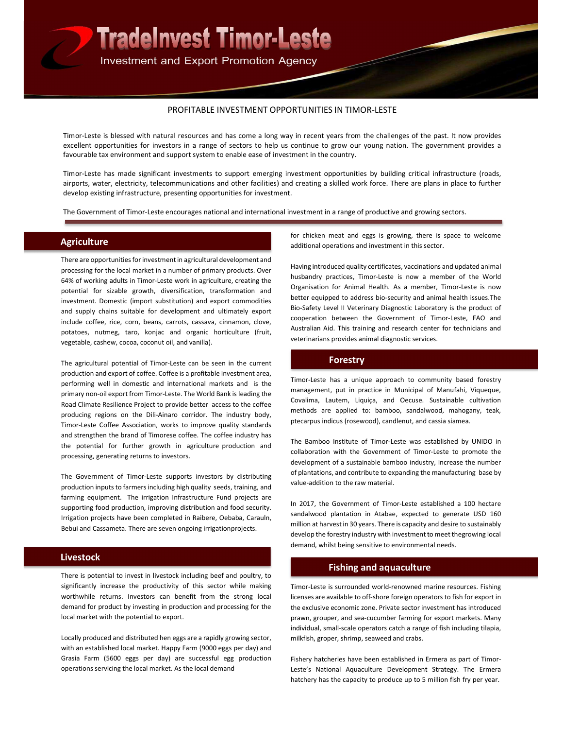# TradeInvest Timor-Leste

Investment and Export Promotion Agency

PROFITABLE INVESTMENT OPPORTUNITIES IN TIMOR-LESTE

Timor-Leste is blessed with natural resources and has come a long way in recent years from the challenges of the past. It now provides excellent opportunities for investors in a range of sectors to help us continue to grow our young nation. The government provides a favourable tax environment and support system to enable ease of investment in the country.

Timor-Leste has made significant investments to support emerging investment opportunities by building critical infrastructure (roads, airports, water, electricity, telecommunications and other facilities) and creating a skilled work force. There are plans in place to further develop existing infrastructure, presenting opportunities for investment.

The Government of Timor-Leste encourages national and international investment in a range of productive and growing sectors.

## Agriculture

There are opportunities for investment in agricultural development and processing for the local market in a number of primary products. Over 64% of working adults in Timor-Leste work in agriculture, creating the potential for sizable growth, diversification, transformation and investment. Domestic (import substitution) and export commodities and supply chains suitable for development and ultimately export include coffee, rice, corn, beans, carrots, cassava, cinnamon, clove, potatoes, nutmeg, taro, konjac and organic horticulture (fruit, vegetable, cashew, cocoa, coconut oil, and vanilla).

The agricultural potential of Timor-Leste can be seen in the current production and export of coffee. Coffee is a profitable investment area, performing well in domestic and international markets and is the primary non-oil export from Timor-Leste. The World Bank is leading the Road Climate Resilience Project to provide better access to the coffee producing regions on the Dili-Ainaro corridor. The industry body, Timor-Leste Coffee Association, works to improve quality standards and strengthen the brand of Timorese coffee. The coffee industry has the potential for further growth in agriculture production and processing, generating returns to investors.

The Government of Timor-Leste supports investors by distributing production inputs to farmers including high quality seeds, training, and farming equipment. The irrigation Infrastructure Fund projects are supporting food production, improving distribution and food security. Irrigation projects have been completed in Raibere, Oebaba, Carauln, Bebui and Cassameta. There are seven ongoing irrigationprojects.

## Livestock

There is potential to invest in livestock including beef and poultry, to significantly increase the productivity of this sector while making worthwhile returns. Investors can benefit from the strong local demand for product by investing in production and processing for the local market with the potential to export.

Locally produced and distributed hen eggs are a rapidly growing sector, with an established local market. Happy Farm (9000 eggs per day) and Grasia Farm (5600 eggs per day) are successful egg production operations servicing the local market. As the local demand for chicken meat and eggs is growing, there is space to welcome additional operations and investment in this sector.

Having introduced quality certificates, vaccinations and updated animal husbandry practices, Timor-Leste is now a member of the World Organisation for Animal Health. As a member, Timor-Leste is now better equipped to address bio-security and animal health issues.The Bio-Safety Level II Veterinary Diagnostic Laboratory is the product of cooperation between the Government of Timor-Leste, FAO and Australian Aid. This training and research center for technicians and veterinarians provides animal diagnostic services.

## Forestry

Timor-Leste has a unique approach to community based forestry management, put in practice in Municipal of Manufahi, Viqueque, Covalima, Lautem, Liquiça, and Oecuse. Sustainable cultivation methods are applied to: bamboo, sandalwood, mahogany, teak, ptecarpus indicus (rosewood), candlenut, and cassia siamea.

The Bamboo Institute of Timor-Leste was established by UNIDO in collaboration with the Government of Timor-Leste to promote the development of a sustainable bamboo industry, increase the number of plantations, and contribute to expanding the manufacturing base by value-addition to the raw material.

In 2017, the Government of Timor-Leste established a 100 hectare sandalwood plantation in Atabae, expected to generate USD 160 million at harvest in 30 years. There is capacity and desire to sustainably develop the forestry industry with investment to meet thegrowing local demand, whilst being sensitive to environmental needs.

## Fishing and aquaculture

Timor-Leste is surrounded world-renowned marine resources. Fishing licenses are available to off-shore foreign operators to fish for export in the exclusive economic zone. Private sector investment has introduced prawn, grouper, and sea-cucumber farming for export markets. Many individual, small-scale operators catch a range of fish including tilapia, milkfish, groper, shrimp, seaweed and crabs.

Fishery hatcheries have been established in Ermera as part of Timor-Leste's National Aquaculture Development Strategy. The Ermera hatchery has the capacity to produce up to 5 million fish fry per year.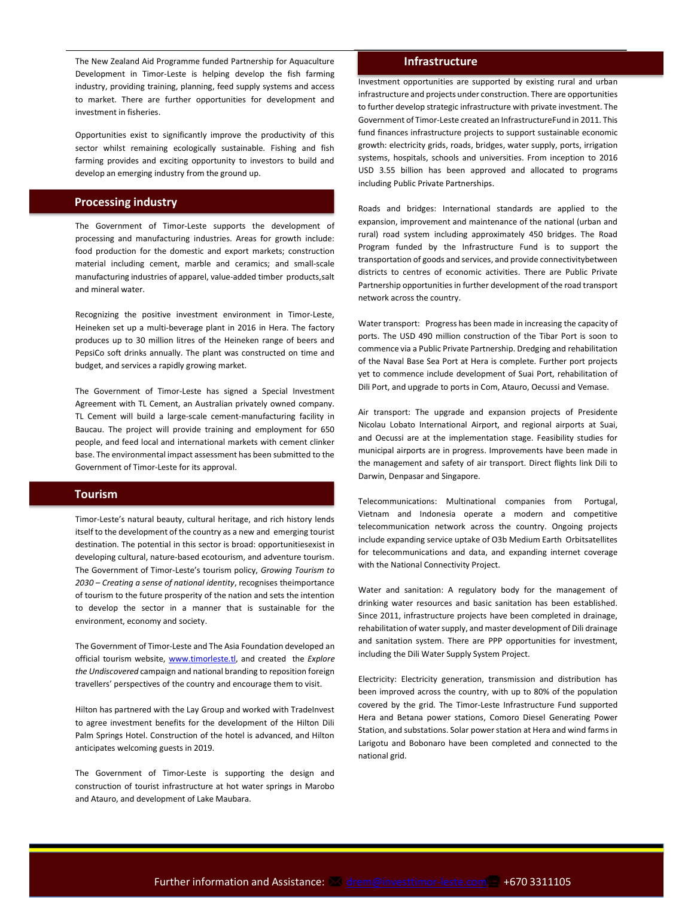The New Zealand Aid Programme funded Partnership for Aquaculture Development in Timor-Leste is helping develop the fish farming industry, providing training, planning, feed supply systems and access to market. There are further opportunities for development and investment in fisheries.

Opportunities exist to significantly improve the productivity of this sector whilst remaining ecologically sustainable. Fishing and fish farming provides and exciting opportunity to investors to build and develop an emerging industry from the ground up.

## Processing industry

The Government of Timor-Leste supports the development of processing and manufacturing industries. Areas for growth include: food production for the domestic and export markets; construction material including cement, marble and ceramics; and small-scale manufacturing industries of apparel, value-added timber products,salt and mineral water.

Recognizing the positive investment environment in Timor-Leste, Heineken set up a multi-beverage plant in 2016 in Hera. The factory produces up to 30 million litres of the Heineken range of beers and PepsiCo soft drinks annually. The plant was constructed on time and budget, and services a rapidly growing market.

The Government of Timor-Leste has signed a Special Investment Agreement with TL Cement, an Australian privately owned company. TL Cement will build a large-scale cement-manufacturing facility in Baucau. The project will provide training and employment for 650 people, and feed local and international markets with cement clinker base. The environmental impact assessment has been submitted to the Government of Timor-Leste for its approval.

## Tourism

Timor-Leste's natural beauty, cultural heritage, and rich history lends itself to the development of the country as a new and emerging tourist destination. The potential in this sector is broad: opportunitiesexist in developing cultural, nature-based ecotourism, and adventure tourism. The Government of Timor-Leste's tourism policy, *Growing Tourism to 2030 – Creating a sense of national identity*, recognises theimportance of tourism to the future prosperity of the nation and sets the intention to develop the sector in a manner that is sustainable for the environment, economy and society.

The Government of Timor-Leste and The Asia Foundation developed an official tourism website, www.timorleste.tl, and created the *Explore the Undiscovered* campaign and national branding to reposition foreign travellers' perspectives of the country and encourage them to visit.

Hilton has partnered with the Lay Group and worked with TradeInvest to agree investment benefits for the development of the Hilton Dili Palm Springs Hotel. Construction of the hotel is advanced, and Hilton anticipates welcoming guests in 2019.

The Government of Timor-Leste is supporting the design and construction of tourist infrastructure at hot water springs in Marobo and Atauro, and development of Lake Maubara.

## Infrastructure

Investment opportunities are supported by existing rural and urban infrastructure and projects under construction. There are opportunities to further develop strategic infrastructure with private investment. The Government of Timor-Leste created an InfrastructureFund in 2011. This fund finances infrastructure projects to support sustainable economic growth: electricity grids, roads, bridges, water supply, ports, irrigation systems, hospitals, schools and universities. From inception to 2016 USD 3.55 billion has been approved and allocated to programs including Public Private Partnerships.

Roads and bridges: International standards are applied to the expansion, improvement and maintenance of the national (urban and rural) road system including approximately 450 bridges. The Road Program funded by the Infrastructure Fund is to support the transportation of goods and services, and provide connectivitybetween districts to centres of economic activities. There are Public Private Partnership opportunities in further development of the road transport network across the country.

Water transport: Progress has been made in increasing the capacity of ports. The USD 490 million construction of the Tibar Port is soon to commence via a Public Private Partnership. Dredging and rehabilitation of the Naval Base Sea Port at Hera is complete. Further port projects yet to commence include development of Suai Port, rehabilitation of Dili Port, and upgrade to ports in Com, Atauro, Oecussi and Vemase.

Air transport: The upgrade and expansion projects of Presidente Nicolau Lobato International Airport, and regional airports at Suai, and Oecussi are at the implementation stage. Feasibility studies for municipal airports are in progress. Improvements have been made in the management and safety of air transport. Direct flights link Dili to Darwin, Denpasar and Singapore.

Telecommunications: Multinational companies from Portugal, Vietnam and Indonesia operate a modern and competitive telecommunication network across the country. Ongoing projects include expanding service uptake of O3b Medium Earth Orbitsatellites for telecommunications and data, and expanding internet coverage with the National Connectivity Project.

Water and sanitation: A regulatory body for the management of drinking water resources and basic sanitation has been established. Since 2011, infrastructure projects have been completed in drainage, rehabilitation of water supply, and master development of Dili drainage and sanitation system. There are PPP opportunities for investment, including the Dili Water Supply System Project.

Electricity: Electricity generation, transmission and distribution has been improved across the country, with up to 80% of the population covered by the grid. The Timor-Leste Infrastructure Fund supported Hera and Betana power stations, Comoro Diesel Generating Power Station, and substations. Solar power station at Hera and wind farms in Larigotu and Bobonaro have been completed and connected to the national grid.

Further information and Assistance: dcem@investtimor-leste.com +670 3311105